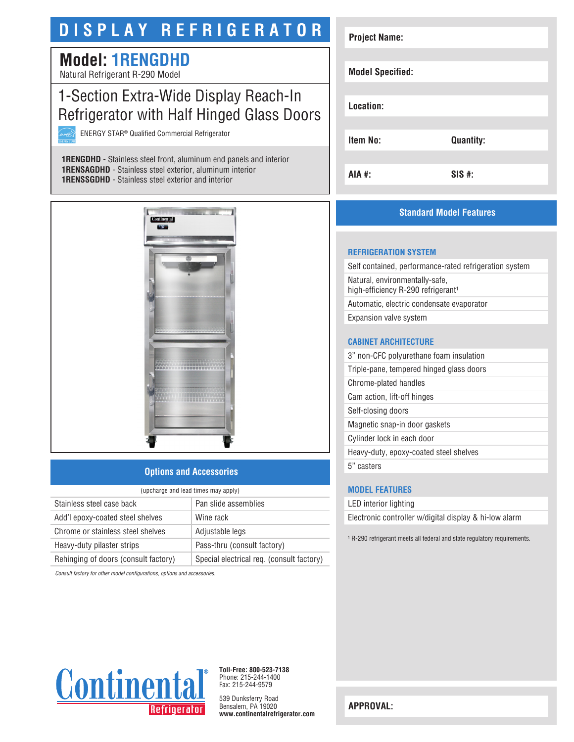# DISPLAY REFRIGERATOR

## Model: 1RENGDHD

Natural Refrigerant R-290 Model

## 1-Section Extra-Wide Display Reach-In Refrigerator with Half Hinged Glass Doors

ENERGY STAR® Qualified Commercial Refrigerator

**1RENGDHD** - Stainless steel front, aluminum end panels and interior
**1RENSAGDHD** - Stainless steel exterior, aluminum interior
**1RENSSGDHD** - Stainless steel exterior and interior

| Project Name: | |
|---|---|
| Model Specified: | |
| Location: | |
| Item No: | Quantity: |
| AIA #: | SIS #: |

## Options and Accessories

(upcharge and lead times may apply)

| | |
|---|---|
| Stainless steel case back | Pan slide assemblies |
| Add'l epoxy-coated steel shelves | Wine rack |
| Chrome or stainless steel shelves | Adjustable legs |
| Heavy-duty pilaster strips | Pass-thru (consult factory) |
| Rehinging of doors (consult factory) | Special electrical req. (consult factory) |

*Consult factory for other model configurations, options and accessories.*

## Standard Model Features

### REFRIGERATION SYSTEM

- Self contained, performance-rated refrigeration system
- Natural, environmentally-safe, high-efficiency R-290 refrigerant[1]
- Automatic, electric condensate evaporator
- Expansion valve system

### CABINET ARCHITECTURE

- 3" non-CFC polyurethane foam insulation
- Triple-pane, tempered hinged glass doors
- Chrome-plated handles
- Cam action, lift-off hinges
- Self-closing doors
- Magnetic snap-in door gaskets
- Cylinder lock in each door
- Heavy-duty, epoxy-coated steel shelves
- 5" casters

### MODEL FEATURES

- LED interior lighting
- Electronic controller w/digital display & hi-low alarm

[1] R-290 refrigerant meets all federal and state regulatory requirements.

Continental Refrigerator

**Toll-Free: 800-523-7138**
Phone: 215-244-1400
Fax: 215-244-9579

539 Dunksferry Road
Bensalem, PA 19020
**www.continentalrefrigerator.com**

**APPROVAL:**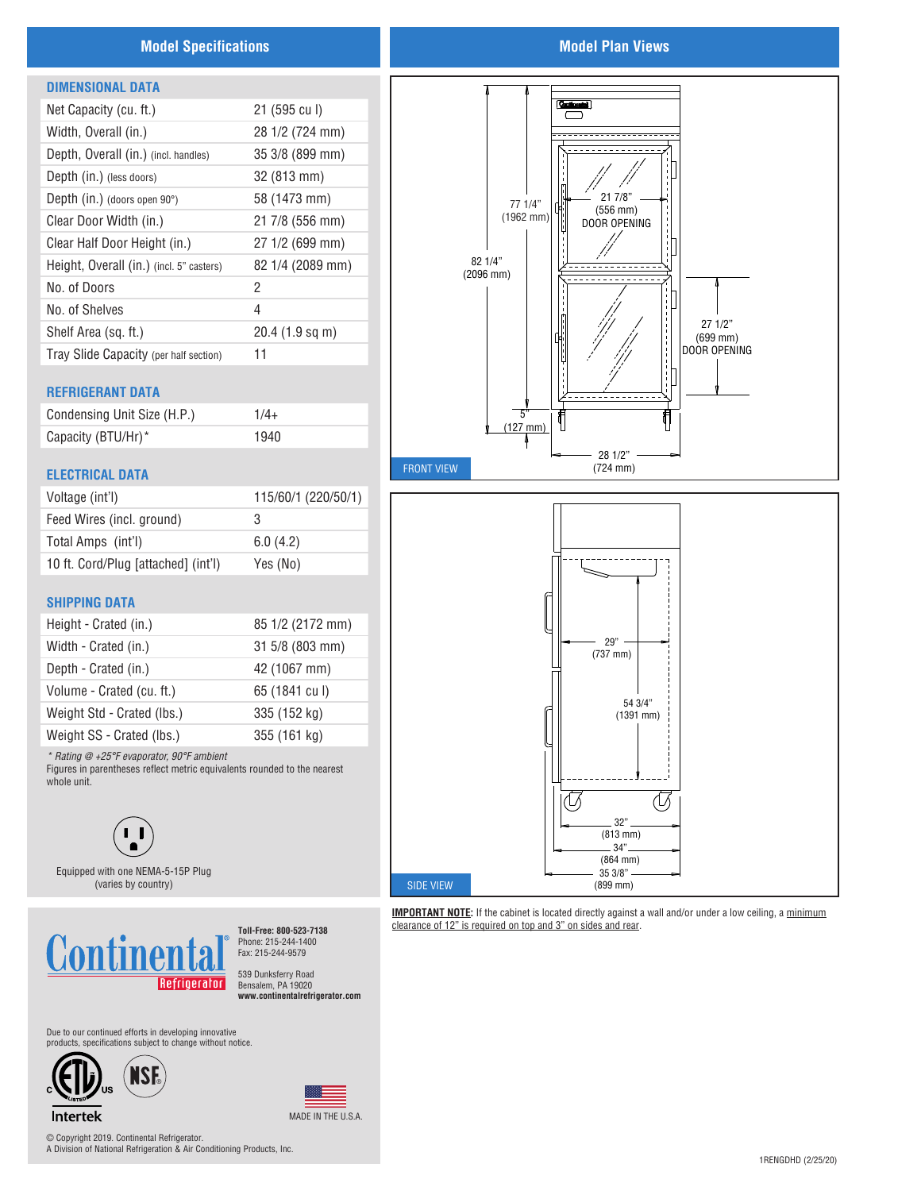## Model Specifications

### DIMENSIONAL DATA

| | |
|---|---|
| Net Capacity (cu. ft.) | 21 (595 cu l) |
| Width, Overall (in.) | 28 1/2 (724 mm) |
| Depth, Overall (in.) (incl. handles) | 35 3/8 (899 mm) |
| Depth (in.) (less doors) | 32 (813 mm) |
| Depth (in.) (doors open 90°) | 58 (1473 mm) |
| Clear Door Width (in.) | 21 7/8 (556 mm) |
| Clear Half Door Height (in.) | 27 1/2 (699 mm) |
| Height, Overall (in.) (incl. 5" casters) | 82 1/4 (2089 mm) |
| No. of Doors | 2 |
| No. of Shelves | 4 |
| Shelf Area (sq. ft.) | 20.4 (1.9 sq m) |
| Tray Slide Capacity (per half section) | 11 |

### REFRIGERANT DATA

| | |
|---|---|
| Condensing Unit Size (H.P.) | 1/4+ |
| Capacity (BTU/Hr)* | 1940 |

### ELECTRICAL DATA

| | |
|---|---|
| Voltage (int'l) | 115/60/1 (220/50/1) |
| Feed Wires (incl. ground) | 3 |
| Total Amps (int'l) | 6.0 (4.2) |
| 10 ft. Cord/Plug [attached] (int'l) | Yes (No) |

### SHIPPING DATA

| | |
|---|---|
| Height - Crated (in.) | 85 1/2 (2172 mm) |
| Width - Crated (in.) | 31 5/8 (803 mm) |
| Depth - Crated (in.) | 42 (1067 mm) |
| Volume - Crated (cu. ft.) | 65 (1841 cu l) |
| Weight Std - Crated (lbs.) | 335 (152 kg) |
| Weight SS - Crated (lbs.) | 355 (161 kg) |

*\* Rating @ +25°F evaporator, 90°F ambient*

Figures in parentheses reflect metric equivalents rounded to the nearest whole unit.

Equipped with one NEMA-5-15P Plug (varies by country)

**Continental Refrigerator**

**Toll-Free: 800-523-7138**
Phone: 215-244-1400
Fax: 215-244-9579

539 Dunksferry Road
Bensalem, PA 19020
**www.continentalrefrigerator.com**

Due to our continued efforts in developing innovative products, specifications subject to change without notice.

Intertek

MADE IN THE U.S.A.

© Copyright 2019. Continental Refrigerator.
A Division of National Refrigeration & Air Conditioning Products, Inc.

## Model Plan Views

FRONT VIEW

77 1/4" (1962 mm)
82 1/4" (2096 mm)
21 7/8" (556 mm) DOOR OPENING
27 1/2" (699 mm) DOOR OPENING
5" (127 mm)
28 1/2" (724 mm)

SIDE VIEW

29" (737 mm)
54 3/4" (1391 mm)
32" (813 mm)
34" (864 mm)
35 3/8" (899 mm)

**IMPORTANT NOTE:** If the cabinet is located directly against a wall and/or under a low ceiling, a minimum clearance of 12" is required on top and 3" on sides and rear.

1RENGDHD (2/25/20)